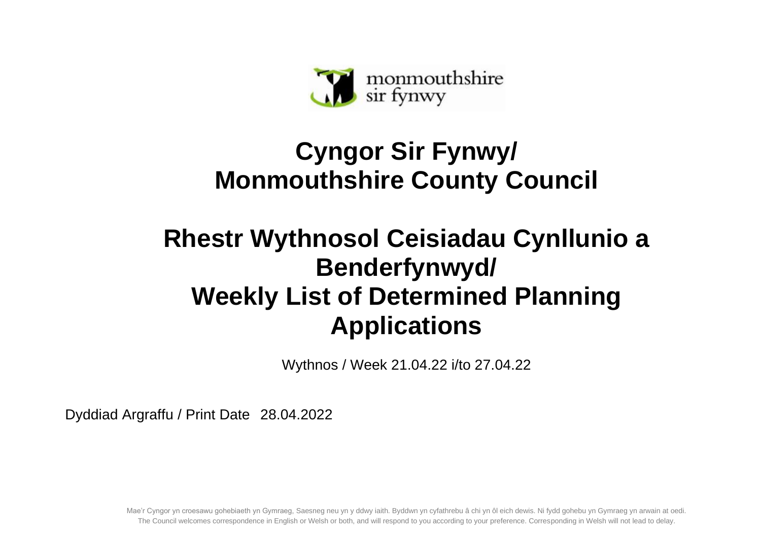monmouthshire
sir fynwy

# Cyngor Sir Fynwy/ Monmouthshire County Council

# Rhestr Wythnosol Ceisiadau Cynllunio a Benderfynwyd/ Weekly List of Determined Planning Applications

Wythnos / Week 21.04.22 i/to 27.04.22

Dyddiad Argraffu / Print Date 28.04.2022

Mae'r Cyngor yn croesawu gohebiaeth yn Gymraeg, Saesneg neu yn y ddwy iaith. Byddwn yn cyfathrebu â chi yn ôl eich dewis. Ni fydd gohebu yn Gymraeg yn arwain at oedi.
The Council welcomes correspondence in English or Welsh or both, and will respond to you according to your preference. Corresponding in Welsh will not lead to delay.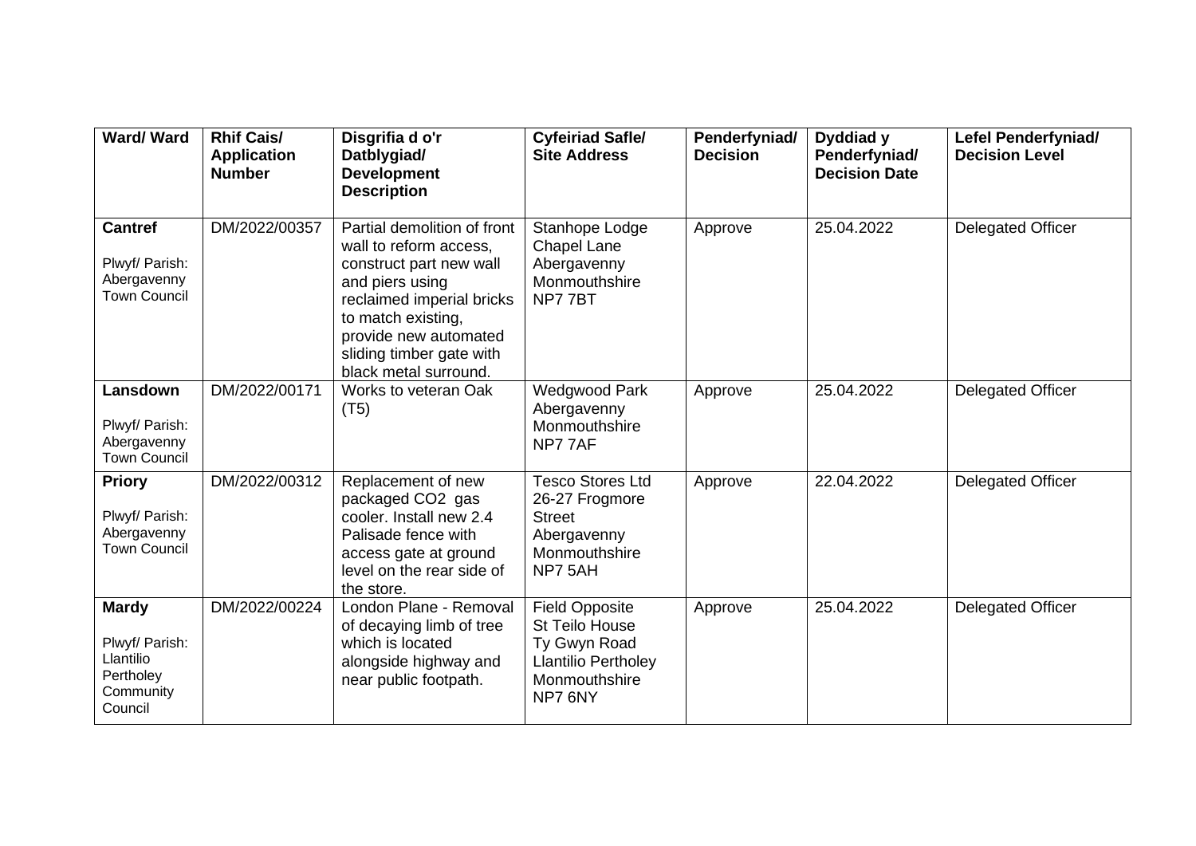| Ward/ Ward | Rhif Cais/ Application Number | Disgrifia d o'r Datblygiad/ Development Description | Cyfeiriad Safle/ Site Address | Penderfyniad/ Decision | Dyddiad y Penderfyniad/ Decision Date | Lefel Penderfyniad/ Decision Level |
|---|---|---|---|---|---|---|
| **Cantref** Plwyf/ Parish: Abergavenny Town Council | DM/2022/00357 | Partial demolition of front wall to reform access, construct part new wall and piers using reclaimed imperial bricks to match existing, provide new automated sliding timber gate with black metal surround. | Stanhope Lodge Chapel Lane Abergavenny Monmouthshire NP7 7BT | Approve | 25.04.2022 | Delegated Officer |
| **Lansdown** Plwyf/ Parish: Abergavenny Town Council | DM/2022/00171 | Works to veteran Oak (T5) | Wedgwood Park Abergavenny Monmouthshire NP7 7AF | Approve | 25.04.2022 | Delegated Officer |
| **Priory** Plwyf/ Parish: Abergavenny Town Council | DM/2022/00312 | Replacement of new packaged CO2 gas cooler. Install new 2.4 Palisade fence with access gate at ground level on the rear side of the store. | Tesco Stores Ltd 26-27 Frogmore Street Abergavenny Monmouthshire NP7 5AH | Approve | 22.04.2022 | Delegated Officer |
| **Mardy** Plwyf/ Parish: Llantilio Pertholey Community Council | DM/2022/00224 | London Plane - Removal of decaying limb of tree which is located alongside highway and near public footpath. | Field Opposite St Teilo House Ty Gwyn Road Llantilio Pertholey Monmouthshire NP7 6NY | Approve | 25.04.2022 | Delegated Officer |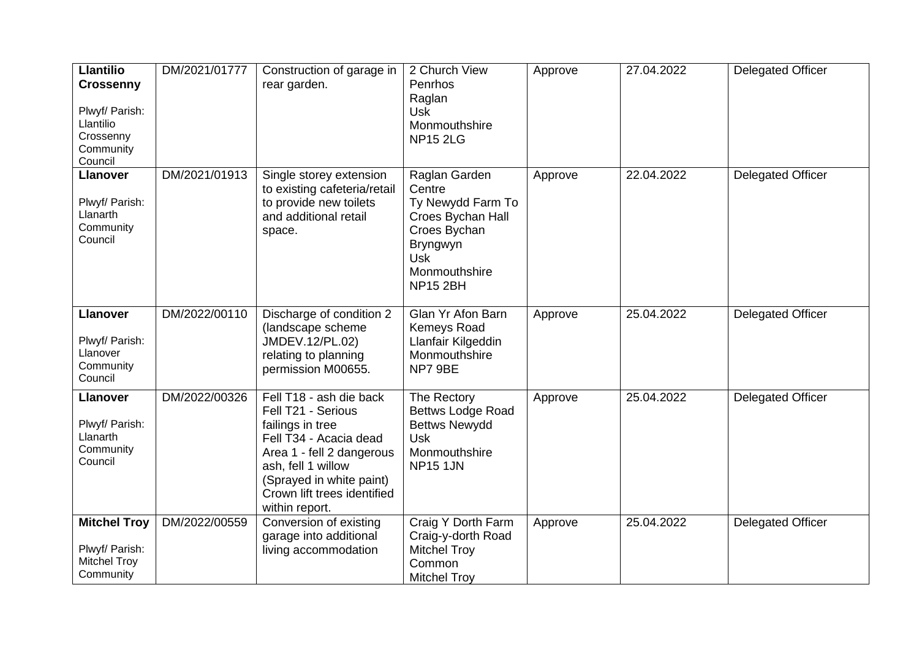| | | | | | | |
|---|---|---|---|---|---|---|
| **Llantilio Crossenny**<br><br>Plwyf/ Parish: Llantilio Crossenny Community Council | DM/2021/01777 | Construction of garage in rear garden. | 2 Church View<br>Penrhos<br>Raglan<br>Usk<br>Monmouthshire<br>NP15 2LG | Approve | 27.04.2022 | Delegated Officer |
| **Llanover**<br><br>Plwyf/ Parish: Llanarth Community Council | DM/2021/01913 | Single storey extension to existing cafeteria/retail to provide new toilets and additional retail space. | Raglan Garden Centre<br>Ty Newydd Farm To Croes Bychan Hall<br>Croes Bychan<br>Bryngwyn<br>Usk<br>Monmouthshire<br>NP15 2BH | Approve | 22.04.2022 | Delegated Officer |
| **Llanover**<br><br>Plwyf/ Parish: Llanover Community Council | DM/2022/00110 | Discharge of condition 2 (landscape scheme JMDEV.12/PL.02) relating to planning permission M00655. | Glan Yr Afon Barn<br>Kemeys Road<br>Llanfair Kilgeddin<br>Monmouthshire<br>NP7 9BE | Approve | 25.04.2022 | Delegated Officer |
| **Llanover**<br><br>Plwyf/ Parish: Llanarth Community Council | DM/2022/00326 | Fell T18 - ash die back<br>Fell T21 - Serious failings in tree<br>Fell T34 - Acacia dead<br>Area 1 - fell 2 dangerous ash, fell 1 willow (Sprayed in white paint)<br>Crown lift trees identified within report. | The Rectory<br>Bettws Lodge Road<br>Bettws Newydd<br>Usk<br>Monmouthshire<br>NP15 1JN | Approve | 25.04.2022 | Delegated Officer |
| **Mitchel Troy**<br><br>Plwyf/ Parish: Mitchel Troy Community | DM/2022/00559 | Conversion of existing garage into additional living accommodation | Craig Y Dorth Farm<br>Craig-y-dorth Road<br>Mitchel Troy Common<br>Mitchel Troy | Approve | 25.04.2022 | Delegated Officer |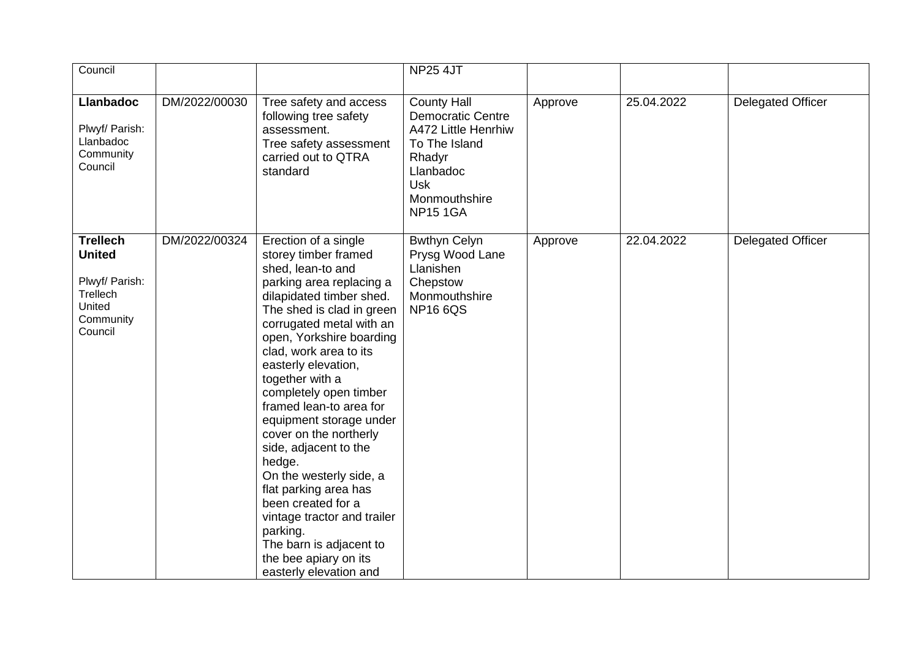| | | | | | | |
|---|---|---|---|---|---|---|
| Council | | | NP25 4JT | | | |
| **Llanbadoc**<br><br>Plwyf/ Parish: Llanbadoc Community Council | DM/2022/00030 | Tree safety and access following tree safety assessment.<br>Tree safety assessment carried out to QTRA standard | County Hall Democratic Centre A472 Little Henrhiw To The Island Rhadyr Llanbadoc Usk Monmouthshire NP15 1GA | Approve | 25.04.2022 | Delegated Officer |
| **Trellech United**<br><br>Plwyf/ Parish: Trellech United Community Council | DM/2022/00324 | Erection of a single storey timber framed shed, lean-to and parking area replacing a dilapidated timber shed. The shed is clad in green corrugated metal with an open, Yorkshire boarding clad, work area to its easterly elevation, together with a completely open timber framed lean-to area for equipment storage under cover on the northerly side, adjacent to the hedge.<br>On the westerly side, a flat parking area has been created for a vintage tractor and trailer parking.<br>The barn is adjacent to the bee apiary on its easterly elevation and | Bwthyn Celyn Prysg Wood Lane Llanishen Chepstow Monmouthshire NP16 6QS | Approve | 22.04.2022 | Delegated Officer |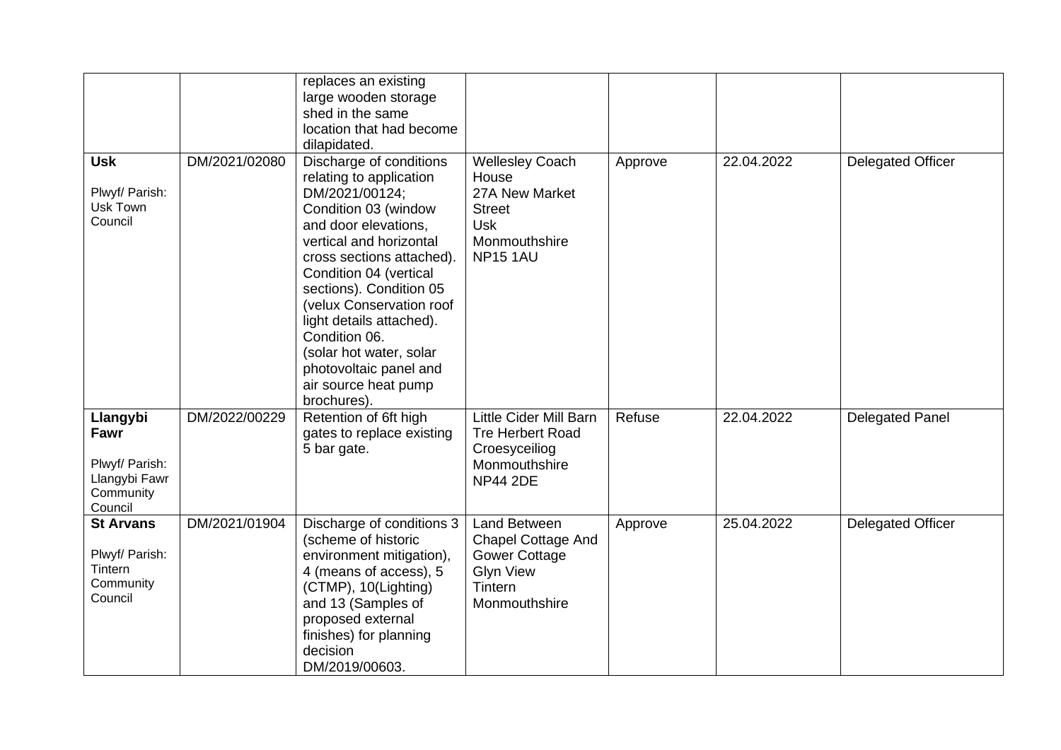| | | | | | | |
|---|---|---|---|---|---|---|
| | | replaces an existing large wooden storage shed in the same location that had become dilapidated. | | | | |
| **Usk**<br><br>Plwyf/ Parish: Usk Town Council | DM/2021/02080 | Discharge of conditions relating to application DM/2021/00124; Condition 03 (window and door elevations, vertical and horizontal cross sections attached). Condition 04 (vertical sections). Condition 05 (velux Conservation roof light details attached). Condition 06. (solar hot water, solar photovoltaic panel and air source heat pump brochures). | Wellesley Coach House<br>27A New Market Street<br>Usk<br>Monmouthshire<br>NP15 1AU | Approve | 22.04.2022 | Delegated Officer |
| **Llangybi Fawr**<br><br>Plwyf/ Parish: Llangybi Fawr Community Council | DM/2022/00229 | Retention of 6ft high gates to replace existing 5 bar gate. | Little Cider Mill Barn<br>Tre Herbert Road<br>Croesyceiliog<br>Monmouthshire<br>NP44 2DE | Refuse | 22.04.2022 | Delegated Panel |
| **St Arvans**<br><br>Plwyf/ Parish: Tintern Community Council | DM/2021/01904 | Discharge of conditions 3 (scheme of historic environment mitigation), 4 (means of access), 5 (CTMP), 10(Lighting) and 13 (Samples of proposed external finishes) for planning decision DM/2019/00603. | Land Between Chapel Cottage And Gower Cottage<br>Glyn View<br>Tintern<br>Monmouthshire | Approve | 25.04.2022 | Delegated Officer |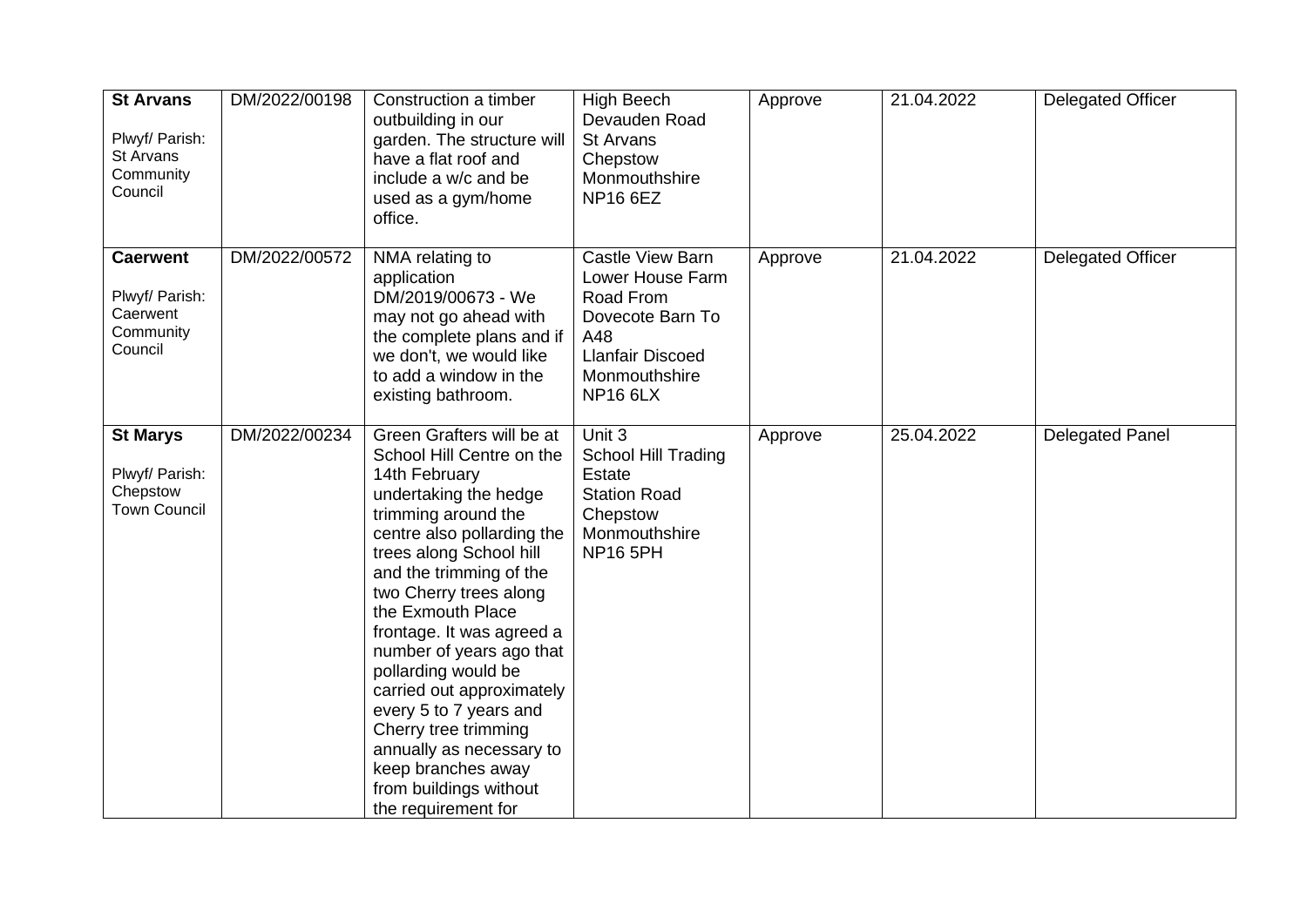| **St Arvans**<br><br>Plwyf/ Parish: St Arvans Community Council | DM/2022/00198 | Construction a timber outbuilding in our garden. The structure will have a flat roof and include a w/c and be used as a gym/home office. | High Beech<br>Devauden Road<br>St Arvans<br>Chepstow<br>Monmouthshire<br>NP16 6EZ | Approve | 21.04.2022 | Delegated Officer |
|---|---|---|---|---|---|---|
| **Caerwent**<br><br>Plwyf/ Parish: Caerwent Community Council | DM/2022/00572 | NMA relating to application DM/2019/00673 - We may not go ahead with the complete plans and if we don't, we would like to add a window in the existing bathroom. | Castle View Barn<br>Lower House Farm Road From Dovecote Barn To A48<br>Llanfair Discoed<br>Monmouthshire<br>NP16 6LX | Approve | 21.04.2022 | Delegated Officer |
| **St Marys**<br><br>Plwyf/ Parish: Chepstow Town Council | DM/2022/00234 | Green Grafters will be at School Hill Centre on the 14th February undertaking the hedge trimming around the centre also pollarding the trees along School hill and the trimming of the two Cherry trees along the Exmouth Place frontage. It was agreed a number of years ago that pollarding would be carried out approximately every 5 to 7 years and Cherry tree trimming annually as necessary to keep branches away from buildings without the requirement for | Unit 3<br>School Hill Trading Estate<br>Station Road<br>Chepstow<br>Monmouthshire<br>NP16 5PH | Approve | 25.04.2022 | Delegated Panel |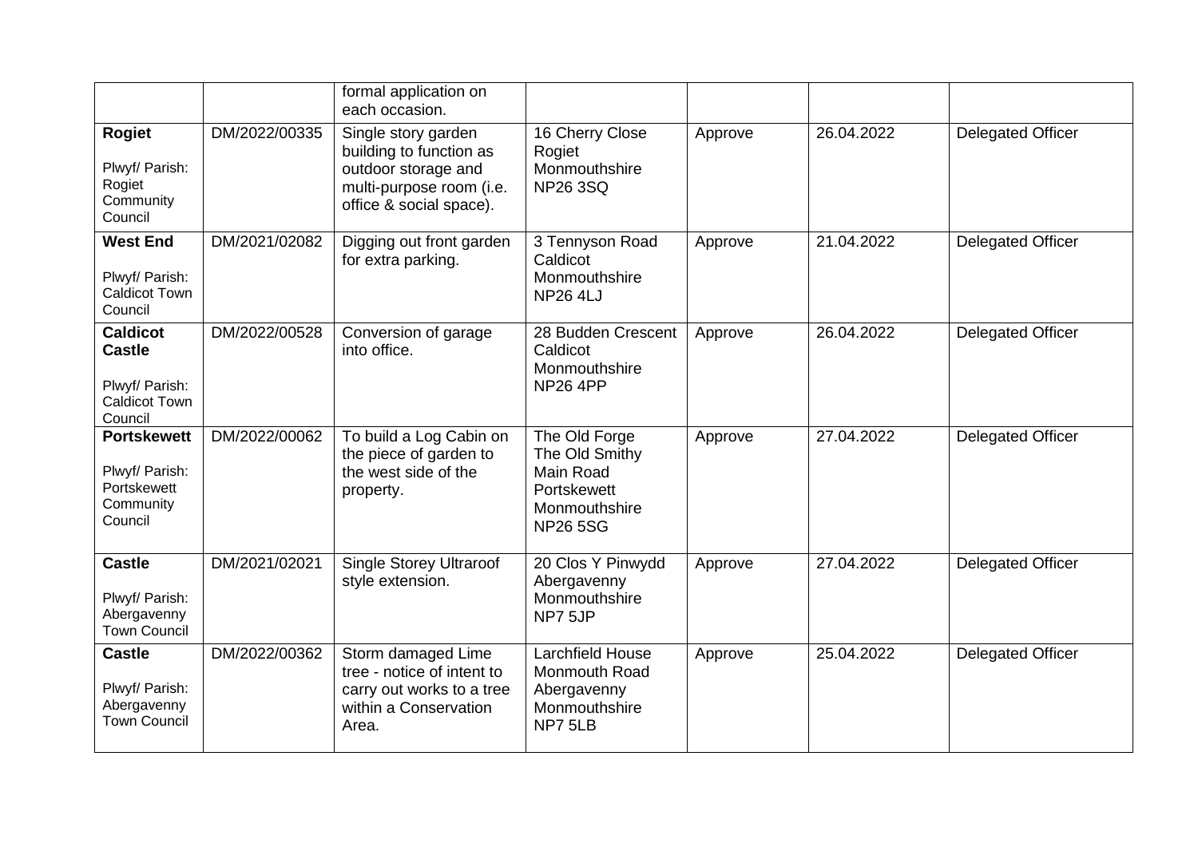| | | | | | | |
|---|---|---|---|---|---|---|
| | | formal application on each occasion. | | | | |
| **Rogiet**<br><br>Plwyf/ Parish: Rogiet Community Council | DM/2022/00335 | Single story garden building to function as outdoor storage and multi-purpose room (i.e. office & social space). | 16 Cherry Close<br>Rogiet<br>Monmouthshire<br>NP26 3SQ | Approve | 26.04.2022 | Delegated Officer |
| **West End**<br><br>Plwyf/ Parish: Caldicot Town Council | DM/2021/02082 | Digging out front garden for extra parking. | 3 Tennyson Road<br>Caldicot<br>Monmouthshire<br>NP26 4LJ | Approve | 21.04.2022 | Delegated Officer |
| **Caldicot Castle**<br><br>Plwyf/ Parish: Caldicot Town Council | DM/2022/00528 | Conversion of garage into office. | 28 Budden Crescent<br>Caldicot<br>Monmouthshire<br>NP26 4PP | Approve | 26.04.2022 | Delegated Officer |
| **Portskewett**<br><br>Plwyf/ Parish: Portskewett Community Council | DM/2022/00062 | To build a Log Cabin on the piece of garden to the west side of the property. | The Old Forge<br>The Old Smithy<br>Main Road<br>Portskewett<br>Monmouthshire<br>NP26 5SG | Approve | 27.04.2022 | Delegated Officer |
| **Castle**<br><br>Plwyf/ Parish: Abergavenny Town Council | DM/2021/02021 | Single Storey Ultraroof style extension. | 20 Clos Y Pinwydd<br>Abergavenny<br>Monmouthshire<br>NP7 5JP | Approve | 27.04.2022 | Delegated Officer |
| **Castle**<br><br>Plwyf/ Parish: Abergavenny Town Council | DM/2022/00362 | Storm damaged Lime tree - notice of intent to carry out works to a tree within a Conservation Area. | Larchfield House<br>Monmouth Road<br>Abergavenny<br>Monmouthshire<br>NP7 5LB | Approve | 25.04.2022 | Delegated Officer |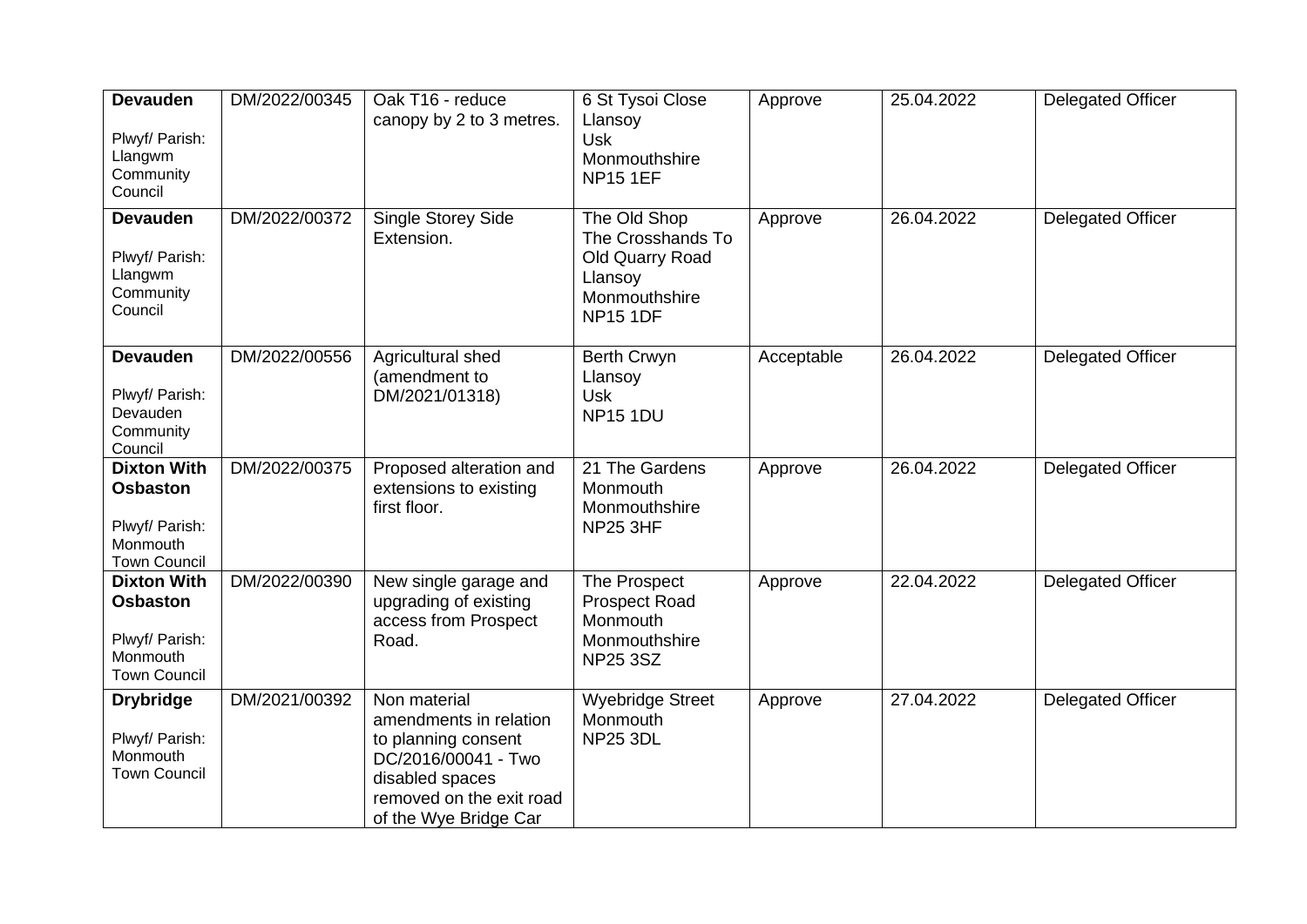| **Devauden**<br><br>Plwyf/ Parish: Llangwm Community Council | DM/2022/00345 | Oak T16 - reduce canopy by 2 to 3 metres. | 6 St Tysoi Close<br>Llansoy<br>Usk<br>Monmouthshire<br>NP15 1EF | Approve | 25.04.2022 | Delegated Officer |
|---|---|---|---|---|---|---|
| **Devauden**<br><br>Plwyf/ Parish: Llangwm Community Council | DM/2022/00372 | Single Storey Side Extension. | The Old Shop<br>The Crosshands To Old Quarry Road<br>Llansoy<br>Monmouthshire<br>NP15 1DF | Approve | 26.04.2022 | Delegated Officer |
| **Devauden**<br><br>Plwyf/ Parish: Devauden Community Council | DM/2022/00556 | Agricultural shed (amendment to DM/2021/01318) | Berth Crwyn<br>Llansoy<br>Usk<br>NP15 1DU | Acceptable | 26.04.2022 | Delegated Officer |
| **Dixton With Osbaston**<br><br>Plwyf/ Parish: Monmouth Town Council | DM/2022/00375 | Proposed alteration and extensions to existing first floor. | 21 The Gardens<br>Monmouth<br>Monmouthshire<br>NP25 3HF | Approve | 26.04.2022 | Delegated Officer |
| **Dixton With Osbaston**<br><br>Plwyf/ Parish: Monmouth Town Council | DM/2022/00390 | New single garage and upgrading of existing access from Prospect Road. | The Prospect<br>Prospect Road<br>Monmouth<br>Monmouthshire<br>NP25 3SZ | Approve | 22.04.2022 | Delegated Officer |
| **Drybridge**<br><br>Plwyf/ Parish: Monmouth Town Council | DM/2021/00392 | Non material amendments in relation to planning consent DC/2016/00041 - Two disabled spaces removed on the exit road of the Wye Bridge Car | Wyebridge Street<br>Monmouth<br>NP25 3DL | Approve | 27.04.2022 | Delegated Officer |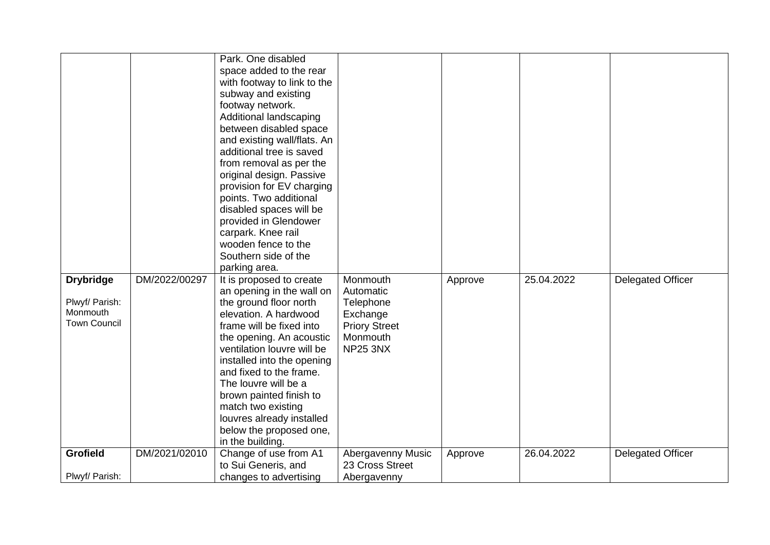| | | | | | | |
|---|---|---|---|---|---|---|
| | | Park. One disabled space added to the rear with footway to link to the subway and existing footway network. Additional landscaping between disabled space and existing wall/flats. An additional tree is saved from removal as per the original design. Passive provision for EV charging points. Two additional disabled spaces will be provided in Glendower carpark. Knee rail wooden fence to the Southern side of the parking area. | | | | |
| **Drybridge**<br><br>Plwyf/ Parish: Monmouth Town Council | DM/2022/00297 | It is proposed to create an opening in the wall on the ground floor north elevation. A hardwood frame will be fixed into the opening. An acoustic ventilation louvre will be installed into the opening and fixed to the frame. The louvre will be a brown painted finish to match two existing louvres already installed below the proposed one, in the building. | Monmouth Automatic Telephone Exchange **Priory Street** Monmouth **NP25 3NX** | Approve | 25.04.2022 | Delegated Officer |
| **Grofield**<br><br>Plwyf/ Parish: | DM/2021/02010 | Change of use from A1 to Sui Generis, and changes to advertising | Abergavenny Music 23 Cross Street Abergavenny | Approve | 26.04.2022 | Delegated Officer |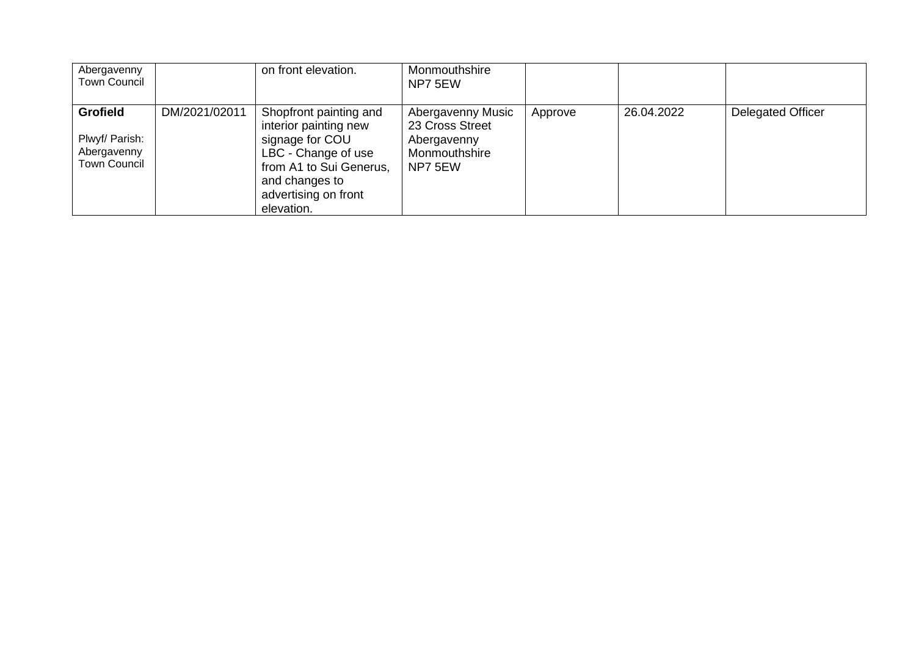| | | | | | | |
|---|---|---|---|---|---|---|
| Abergavenny Town Council | | on front elevation. | Monmouthshire NP7 5EW | | | |
| **Grofield**<br><br>Plwyf/ Parish: Abergavenny Town Council | DM/2021/02011 | Shopfront painting and interior painting new signage for COU LBC - Change of use from A1 to Sui Generus, and changes to advertising on front elevation. | Abergavenny Music 23 Cross Street Abergavenny Monmouthshire NP7 5EW | Approve | 26.04.2022 | Delegated Officer |